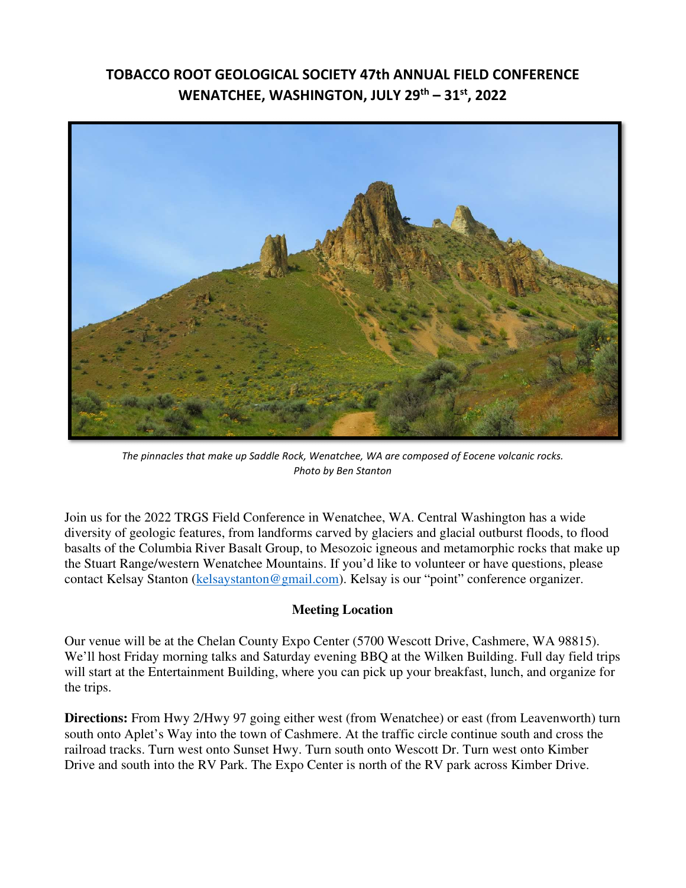# TOBACCO ROOT GEOLOGICAL SOCIETY 47th ANNUAL FIELD CONFERENCE
# WENATCHEE, WASHINGTON, JULY 29th – 31st, 2022

*The pinnacles that make up Saddle Rock, Wenatchee, WA are composed of Eocene volcanic rocks. Photo by Ben Stanton*

Join us for the 2022 TRGS Field Conference in Wenatchee, WA. Central Washington has a wide diversity of geologic features, from landforms carved by glaciers and glacial outburst floods, to flood basalts of the Columbia River Basalt Group, to Mesozoic igneous and metamorphic rocks that make up the Stuart Range/western Wenatchee Mountains. If you'd like to volunteer or have questions, please contact Kelsay Stanton (kelsaystanton@gmail.com). Kelsay is our "point" conference organizer.

## Meeting Location

Our venue will be at the Chelan County Expo Center (5700 Wescott Drive, Cashmere, WA 98815). We'll host Friday morning talks and Saturday evening BBQ at the Wilken Building. Full day field trips will start at the Entertainment Building, where you can pick up your breakfast, lunch, and organize for the trips.

**Directions:** From Hwy 2/Hwy 97 going either west (from Wenatchee) or east (from Leavenworth) turn south onto Aplet's Way into the town of Cashmere. At the traffic circle continue south and cross the railroad tracks. Turn west onto Sunset Hwy. Turn south onto Wescott Dr. Turn west onto Kimber Drive and south into the RV Park. The Expo Center is north of the RV park across Kimber Drive.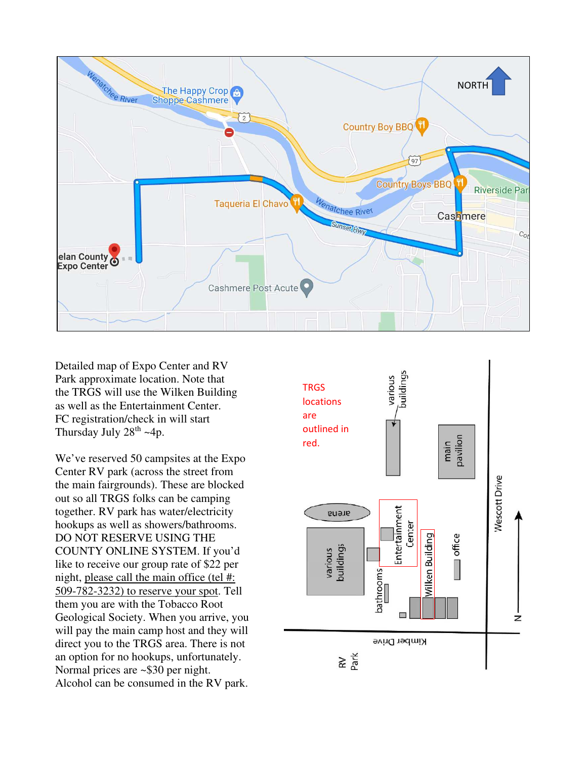Detailed map of Expo Center and RV Park approximate location. Note that the TRGS will use the Wilken Building as well as the Entertainment Center. FC registration/check in will start Thursday July 28th ~4p.

We've reserved 50 campsites at the Expo Center RV park (across the street from the main fairgrounds). These are blocked out so all TRGS folks can be camping together. RV park has water/electricity hookups as well as showers/bathrooms. DO NOT RESERVE USING THE COUNTY ONLINE SYSTEM. If you'd like to receive our group rate of $22 per night, please call the main office (tel #: 509-782-3232) to reserve your spot. Tell them you are with the Tobacco Root Geological Society. When you arrive, you will pay the main camp host and they will direct you to the TRGS area. There is not an option for no hookups, unfortunately. Normal prices are ~$30 per night. Alcohol can be consumed in the RV park.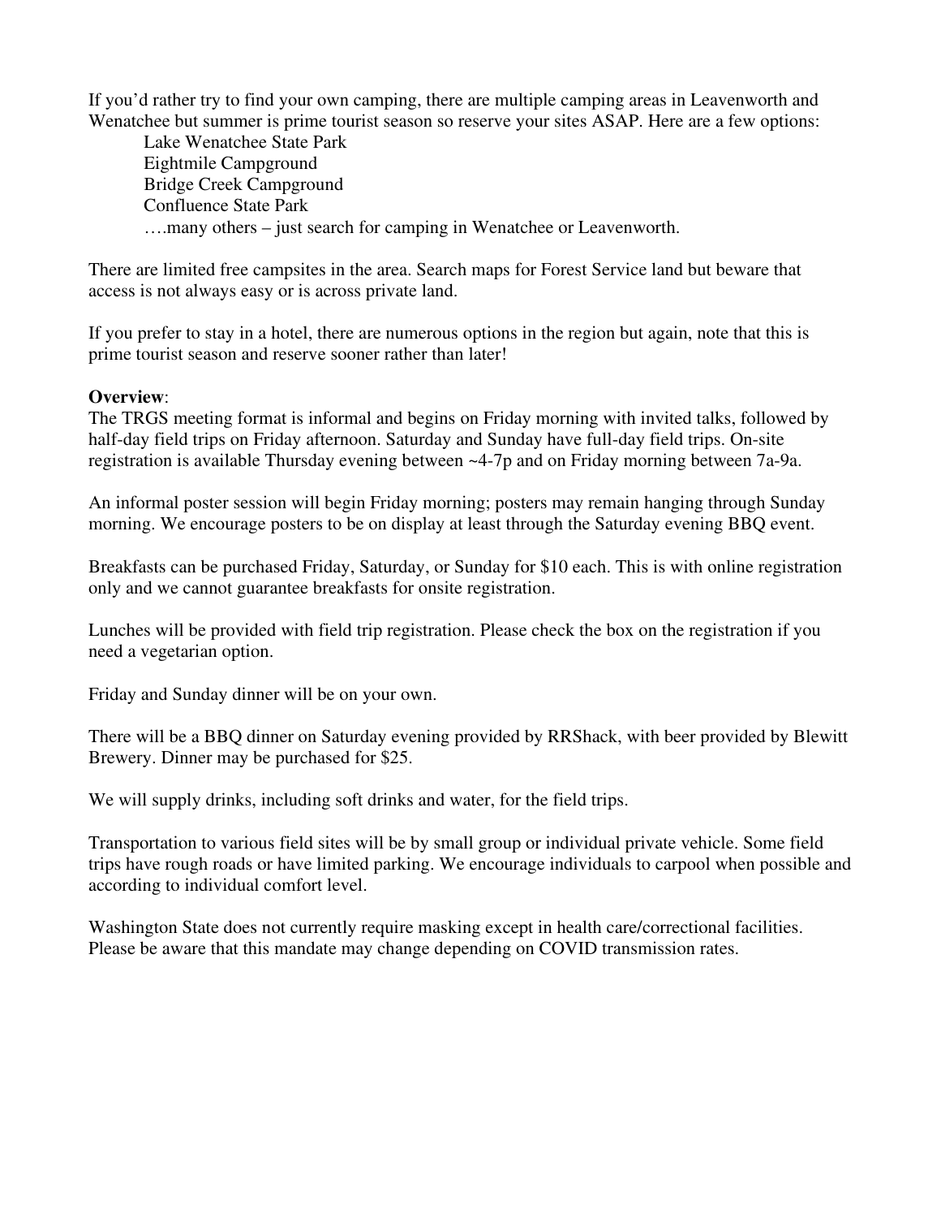If you'd rather try to find your own camping, there are multiple camping areas in Leavenworth and Wenatchee but summer is prime tourist season so reserve your sites ASAP. Here are a few options:

Lake Wenatchee State Park
Eightmile Campground
Bridge Creek Campground
Confluence State Park
….many others – just search for camping in Wenatchee or Leavenworth.

There are limited free campsites in the area. Search maps for Forest Service land but beware that access is not always easy or is across private land.

If you prefer to stay in a hotel, there are numerous options in the region but again, note that this is prime tourist season and reserve sooner rather than later!

**Overview**:
The TRGS meeting format is informal and begins on Friday morning with invited talks, followed by half-day field trips on Friday afternoon. Saturday and Sunday have full-day field trips. On-site registration is available Thursday evening between ~4-7p and on Friday morning between 7a-9a.

An informal poster session will begin Friday morning; posters may remain hanging through Sunday morning. We encourage posters to be on display at least through the Saturday evening BBQ event.

Breakfasts can be purchased Friday, Saturday, or Sunday for $10 each. This is with online registration only and we cannot guarantee breakfasts for onsite registration.

Lunches will be provided with field trip registration. Please check the box on the registration if you need a vegetarian option.

Friday and Sunday dinner will be on your own.

There will be a BBQ dinner on Saturday evening provided by RRShack, with beer provided by Blewitt Brewery. Dinner may be purchased for $25.

We will supply drinks, including soft drinks and water, for the field trips.

Transportation to various field sites will be by small group or individual private vehicle. Some field trips have rough roads or have limited parking. We encourage individuals to carpool when possible and according to individual comfort level.

Washington State does not currently require masking except in health care/correctional facilities. Please be aware that this mandate may change depending on COVID transmission rates.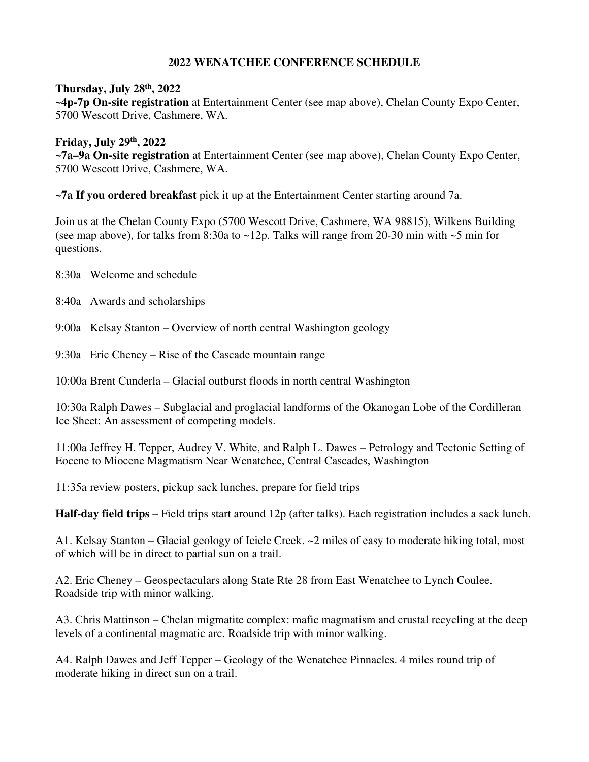# 2022 WENATCHEE CONFERENCE SCHEDULE

**Thursday, July 28th, 2022**
**~4p-7p On-site registration** at Entertainment Center (see map above), Chelan County Expo Center, 5700 Wescott Drive, Cashmere, WA.

**Friday, July 29th, 2022**
**~7a–9a On-site registration** at Entertainment Center (see map above), Chelan County Expo Center, 5700 Wescott Drive, Cashmere, WA.

**~7a If you ordered breakfast** pick it up at the Entertainment Center starting around 7a.

Join us at the Chelan County Expo (5700 Wescott Drive, Cashmere, WA 98815), Wilkens Building (see map above), for talks from 8:30a to ~12p. Talks will range from 20-30 min with ~5 min for questions.

8:30a Welcome and schedule

8:40a Awards and scholarships

9:00a Kelsay Stanton – Overview of north central Washington geology

9:30a Eric Cheney – Rise of the Cascade mountain range

10:00a Brent Cunderla – Glacial outburst floods in north central Washington

10:30a Ralph Dawes – Subglacial and proglacial landforms of the Okanogan Lobe of the Cordilleran Ice Sheet: An assessment of competing models.

11:00a Jeffrey H. Tepper, Audrey V. White, and Ralph L. Dawes – Petrology and Tectonic Setting of Eocene to Miocene Magmatism Near Wenatchee, Central Cascades, Washington

11:35a review posters, pickup sack lunches, prepare for field trips

**Half-day field trips** – Field trips start around 12p (after talks). Each registration includes a sack lunch.

A1. Kelsay Stanton – Glacial geology of Icicle Creek. ~2 miles of easy to moderate hiking total, most of which will be in direct to partial sun on a trail.

A2. Eric Cheney – Geospectaculars along State Rte 28 from East Wenatchee to Lynch Coulee. Roadside trip with minor walking.

A3. Chris Mattinson – Chelan migmatite complex: mafic magmatism and crustal recycling at the deep levels of a continental magmatic arc. Roadside trip with minor walking.

A4. Ralph Dawes and Jeff Tepper – Geology of the Wenatchee Pinnacles. 4 miles round trip of moderate hiking in direct sun on a trail.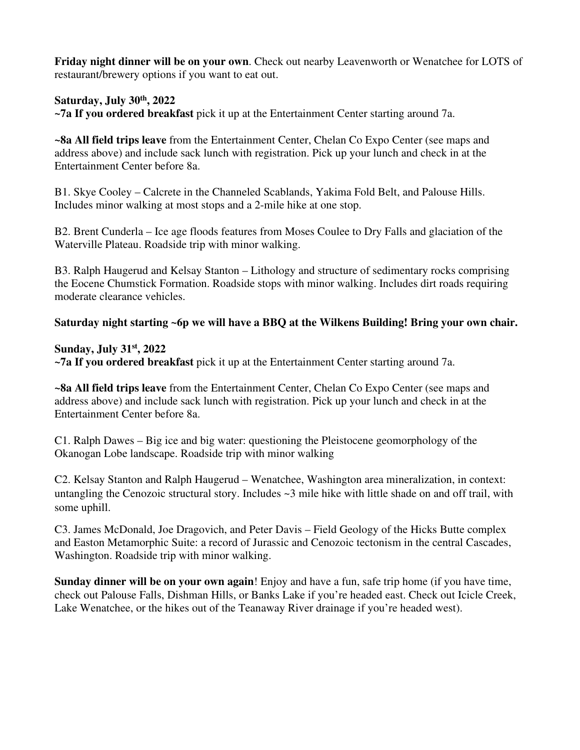**Friday night dinner will be on your own**. Check out nearby Leavenworth or Wenatchee for LOTS of restaurant/brewery options if you want to eat out.

**Saturday, July 30th, 2022**
**~7a If you ordered breakfast** pick it up at the Entertainment Center starting around 7a.

**~8a All field trips leave** from the Entertainment Center, Chelan Co Expo Center (see maps and address above) and include sack lunch with registration. Pick up your lunch and check in at the Entertainment Center before 8a.

B1. Skye Cooley – Calcrete in the Channeled Scablands, Yakima Fold Belt, and Palouse Hills. Includes minor walking at most stops and a 2-mile hike at one stop.

B2. Brent Cunderla – Ice age floods features from Moses Coulee to Dry Falls and glaciation of the Waterville Plateau. Roadside trip with minor walking.

B3. Ralph Haugerud and Kelsay Stanton – Lithology and structure of sedimentary rocks comprising the Eocene Chumstick Formation. Roadside stops with minor walking. Includes dirt roads requiring moderate clearance vehicles.

**Saturday night starting ~6p we will have a BBQ at the Wilkens Building! Bring your own chair.**

**Sunday, July 31st, 2022**
**~7a If you ordered breakfast** pick it up at the Entertainment Center starting around 7a.

**~8a All field trips leave** from the Entertainment Center, Chelan Co Expo Center (see maps and address above) and include sack lunch with registration. Pick up your lunch and check in at the Entertainment Center before 8a.

C1. Ralph Dawes – Big ice and big water: questioning the Pleistocene geomorphology of the Okanogan Lobe landscape. Roadside trip with minor walking

C2. Kelsay Stanton and Ralph Haugerud – Wenatchee, Washington area mineralization, in context: untangling the Cenozoic structural story. Includes ~3 mile hike with little shade on and off trail, with some uphill.

C3. James McDonald, Joe Dragovich, and Peter Davis – Field Geology of the Hicks Butte complex and Easton Metamorphic Suite: a record of Jurassic and Cenozoic tectonism in the central Cascades, Washington. Roadside trip with minor walking.

**Sunday dinner will be on your own again**! Enjoy and have a fun, safe trip home (if you have time, check out Palouse Falls, Dishman Hills, or Banks Lake if you're headed east. Check out Icicle Creek, Lake Wenatchee, or the hikes out of the Teanaway River drainage if you're headed west).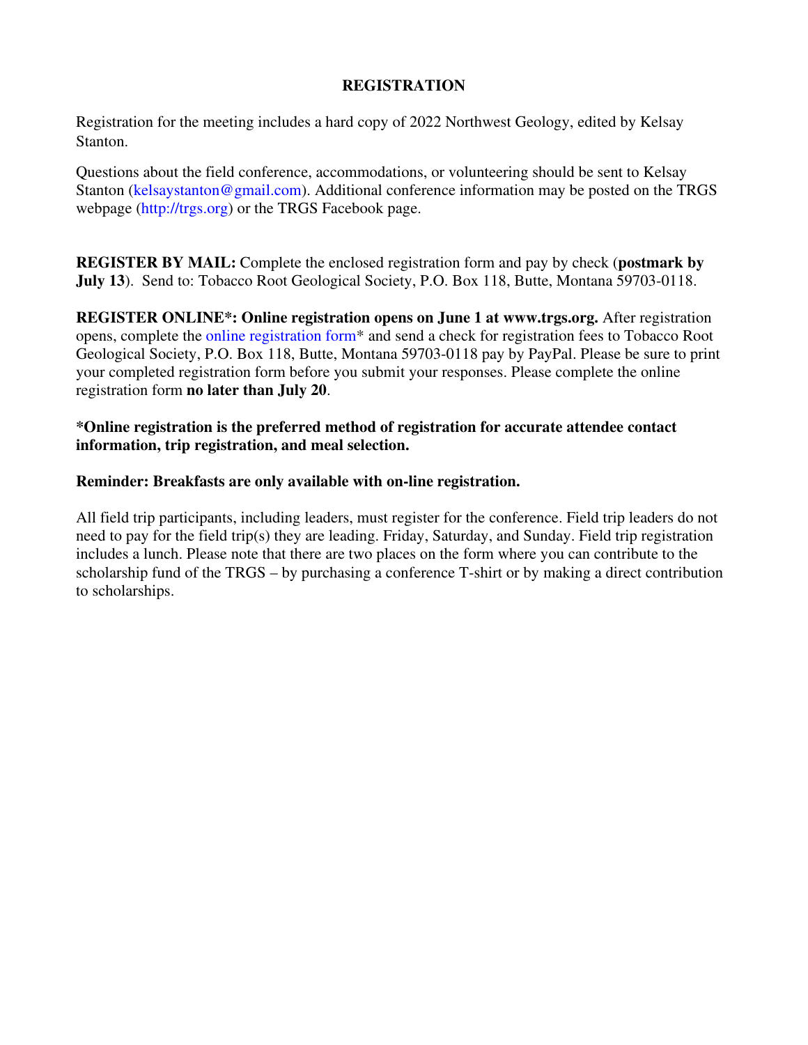## REGISTRATION

Registration for the meeting includes a hard copy of 2022 Northwest Geology, edited by Kelsay Stanton.

Questions about the field conference, accommodations, or volunteering should be sent to Kelsay Stanton (kelsaystanton@gmail.com). Additional conference information may be posted on the TRGS webpage (http://trgs.org) or the TRGS Facebook page.

**REGISTER BY MAIL:** Complete the enclosed registration form and pay by check (**postmark by July 13**). Send to: Tobacco Root Geological Society, P.O. Box 118, Butte, Montana 59703-0118.

**REGISTER ONLINE*: Online registration opens on June 1 at www.trgs.org.** After registration opens, complete the online registration form* and send a check for registration fees to Tobacco Root Geological Society, P.O. Box 118, Butte, Montana 59703-0118 pay by PayPal. Please be sure to print your completed registration form before you submit your responses. Please complete the online registration form **no later than July 20**.

***Online registration is the preferred method of registration for accurate attendee contact information, trip registration, and meal selection.**

**Reminder: Breakfasts are only available with on-line registration.**

All field trip participants, including leaders, must register for the conference. Field trip leaders do not need to pay for the field trip(s) they are leading. Friday, Saturday, and Sunday. Field trip registration includes a lunch. Please note that there are two places on the form where you can contribute to the scholarship fund of the TRGS – by purchasing a conference T-shirt or by making a direct contribution to scholarships.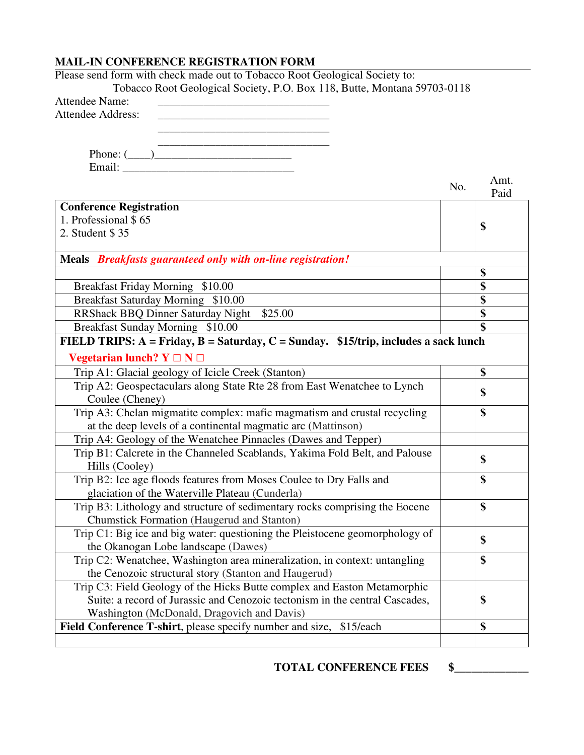## MAIL-IN CONFERENCE REGISTRATION FORM

Please send form with check made out to Tobacco Root Geological Society to:

Tobacco Root Geological Society, P.O. Box 118, Butte, Montana 59703-0118

Attendee Name: ______________________________

Attendee Address: ______________________________

______________________________

______________________________

Phone: (____)________________________

Email: ______________________________

| | No. | Amt. Paid |
|---|---|---|
| **Conference Registration**<br>1. Professional $ 65<br>2. Student $ 35 | | $ |
| **Meals** ***Breakfasts guaranteed only with on-line registration!*** | | |
| | | $ |
| Breakfast Friday Morning $10.00 | | $ |
| Breakfast Saturday Morning $10.00 | | $ |
| RRShack BBQ Dinner Saturday Night $25.00 | | $ |
| Breakfast Sunday Morning $10.00 | | $ |
| **FIELD TRIPS: A = Friday, B = Saturday, C = Sunday. $15/trip, includes a sack lunch**<br>**Vegetarian lunch? Y □ N □** | | |
| Trip A1: Glacial geology of Icicle Creek (Stanton) | | $ |
| Trip A2: Geospectaculars along State Rte 28 from East Wenatchee to Lynch Coulee (Cheney) | | $ |
| Trip A3: Chelan migmatite complex: mafic magmatism and crustal recycling at the deep levels of a continental magmatic arc (Mattinson) | | $ |
| Trip A4: Geology of the Wenatchee Pinnacles (Dawes and Tepper) | | |
| Trip B1: Calcrete in the Channeled Scablands, Yakima Fold Belt, and Palouse Hills (Cooley) | | $ |
| Trip B2: Ice age floods features from Moses Coulee to Dry Falls and glaciation of the Waterville Plateau (Cunderla) | | $ |
| Trip B3: Lithology and structure of sedimentary rocks comprising the Eocene Chumstick Formation (Haugerud and Stanton) | | $ |
| Trip C1: Big ice and big water: questioning the Pleistocene geomorphology of the Okanogan Lobe landscape (Dawes) | | $ |
| Trip C2: Wenatchee, Washington area mineralization, in context: untangling the Cenozoic structural story (Stanton and Haugerud) | | $ |
| Trip C3: Field Geology of the Hicks Butte complex and Easton Metamorphic Suite: a record of Jurassic and Cenozoic tectonism in the central Cascades, Washington (McDonald, Dragovich and Davis) | | $ |
| **Field Conference T-shirt**, please specify number and size, $15/each | | $ |
| | | |

**TOTAL CONFERENCE FEES $____________**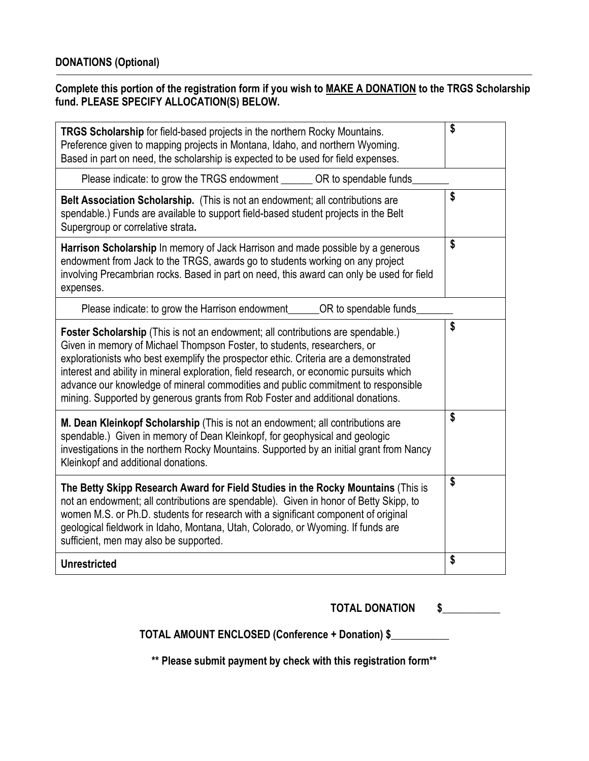**DONATIONS (Optional)**

**Complete this portion of the registration form if you wish to MAKE A DONATION to the TRGS Scholarship fund. PLEASE SPECIFY ALLOCATION(S) BELOW.**

| | |
|---|---|
| **TRGS Scholarship** for field-based projects in the northern Rocky Mountains. Preference given to mapping projects in Montana, Idaho, and northern Wyoming. Based in part on need, the scholarship is expected to be used for field expenses. | $ |
| Please indicate: to grow the TRGS endowment ______ OR to spendable funds_______ | |
| **Belt Association Scholarship.** (This is not an endowment; all contributions are spendable.) Funds are available to support field-based student projects in the Belt Supergroup or correlative strata**.** | $ |
| **Harrison Scholarship** In memory of Jack Harrison and made possible by a generous endowment from Jack to the TRGS, awards go to students working on any project involving Precambrian rocks. Based in part on need, this award can only be used for field expenses. | $ |
| Please indicate: to grow the Harrison endowment______OR to spendable funds_______ | |
| **Foster Scholarship** (This is not an endowment; all contributions are spendable.) Given in memory of Michael Thompson Foster, to students, researchers, or explorationists who best exemplify the prospector ethic. Criteria are a demonstrated interest and ability in mineral exploration, field research, or economic pursuits which advance our knowledge of mineral commodities and public commitment to responsible mining. Supported by generous grants from Rob Foster and additional donations. | $ |
| **M. Dean Kleinkopf Scholarship** (This is not an endowment; all contributions are spendable.) Given in memory of Dean Kleinkopf, for geophysical and geologic investigations in the northern Rocky Mountains. Supported by an initial grant from Nancy Kleinkopf and additional donations. | $ |
| **The Betty Skipp Research Award for Field Studies in the Rocky Mountains** (This is not an endowment; all contributions are spendable). Given in honor of Betty Skipp, to women M.S. or Ph.D. students for research with a significant component of original geological fieldwork in Idaho, Montana, Utah, Colorado, or Wyoming. If funds are sufficient, men may also be supported. | $ |
| **Unrestricted** | $ |

**TOTAL DONATION $___________**

**TOTAL AMOUNT ENCLOSED (Conference + Donation) $___________**

**\*\* Please submit payment by check with this registration form\*\***